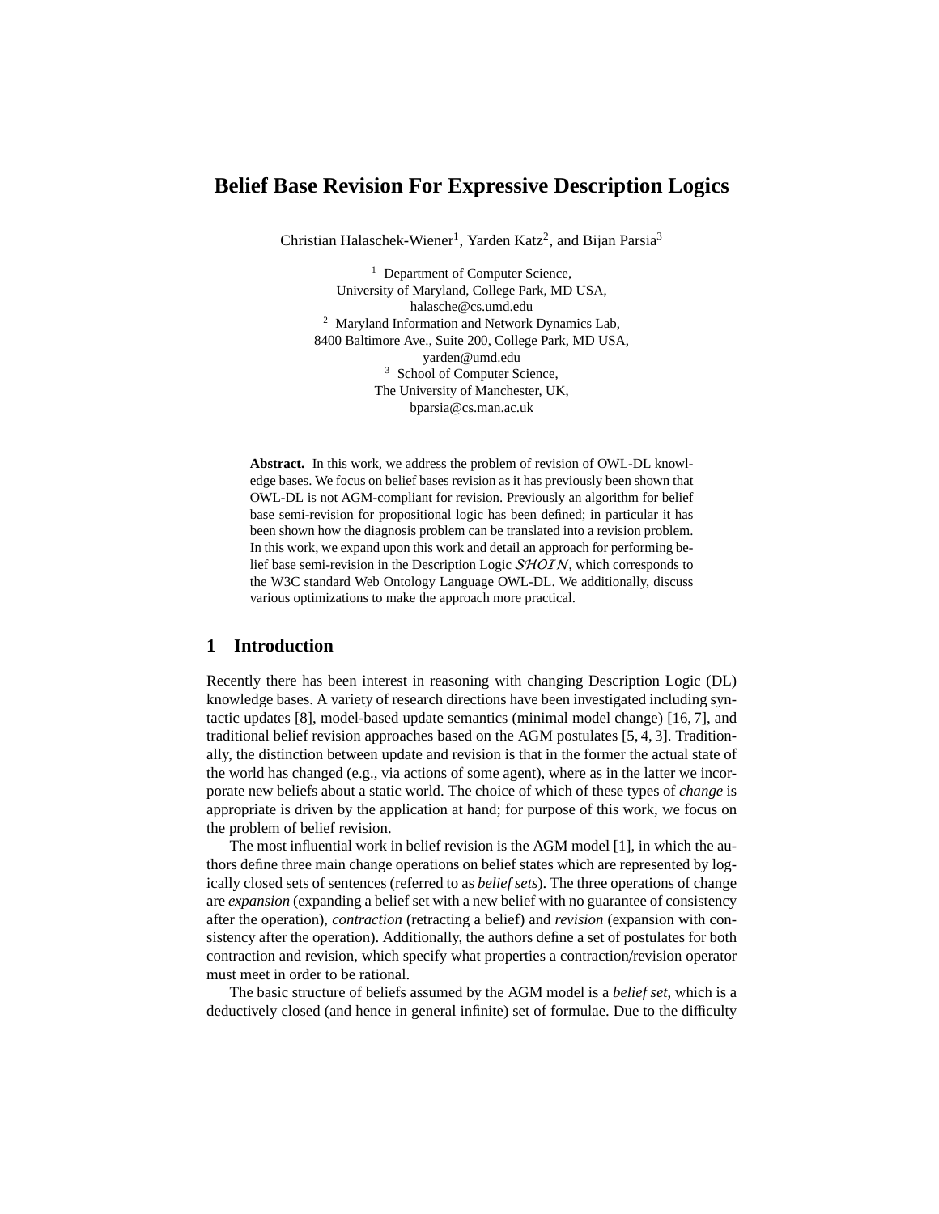# Belief Base Revision For Expressive Description Logics

Christian Halaschek-Wiener[1], Yarden Katz[2], and Bijan Parsia[3]

[1] Department of Computer Science,
University of Maryland, College Park, MD USA,
halasche@cs.umd.edu

[2] Maryland Information and Network Dynamics Lab,
8400 Baltimore Ave., Suite 200, College Park, MD USA,
yarden@umd.edu

[3] School of Computer Science,
The University of Manchester, UK,
bparsia@cs.man.ac.uk

**Abstract.** In this work, we address the problem of revision of OWL-DL knowledge bases. We focus on belief bases revision as it has previously been shown that OWL-DL is not AGM-compliant for revision. Previously an algorithm for belief base semi-revision for propositional logic has been defined; in particular it has been shown how the diagnosis problem can be translated into a revision problem. In this work, we expand upon this work and detail an approach for performing belief base semi-revision in the Description Logic $\mathcal{SHOIN}$, which corresponds to the W3C standard Web Ontology Language OWL-DL. We additionally, discuss various optimizations to make the approach more practical.

## 1 Introduction

Recently there has been interest in reasoning with changing Description Logic (DL) knowledge bases. A variety of research directions have been investigated including syntactic updates [8], model-based update semantics (minimal model change) [16, 7], and traditional belief revision approaches based on the AGM postulates [5, 4, 3]. Traditionally, the distinction between update and revision is that in the former the actual state of the world has changed (e.g., via actions of some agent), where as in the latter we incorporate new beliefs about a static world. The choice of which of these types of *change* is appropriate is driven by the application at hand; for purpose of this work, we focus on the problem of belief revision.

The most influential work in belief revision is the AGM model [1], in which the authors define three main change operations on belief states which are represented by logically closed sets of sentences (referred to as *belief sets*). The three operations of change are *expansion* (expanding a belief set with a new belief with no guarantee of consistency after the operation), *contraction* (retracting a belief) and *revision* (expansion with consistency after the operation). Additionally, the authors define a set of postulates for both contraction and revision, which specify what properties a contraction/revision operator must meet in order to be rational.

The basic structure of beliefs assumed by the AGM model is a *belief set*, which is a deductively closed (and hence in general infinite) set of formulae. Due to the difficulty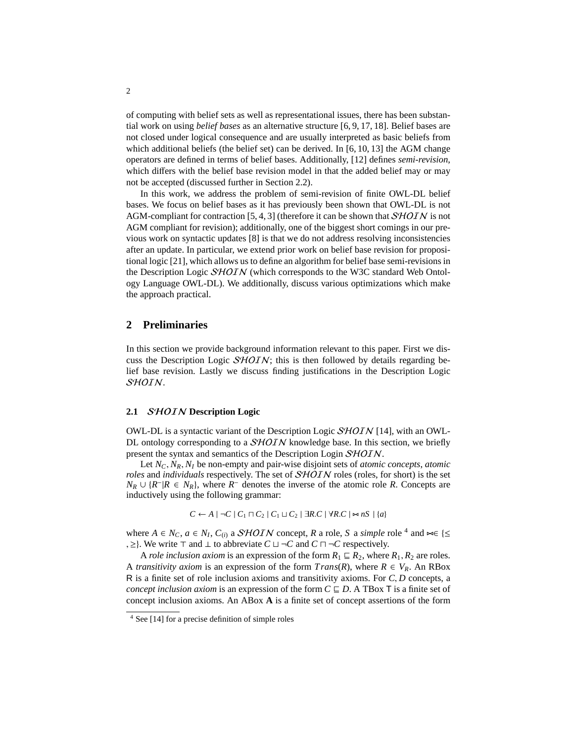of computing with belief sets as well as representational issues, there has been substantial work on using *belief bases* as an alternative structure [6, 9, 17, 18]. Belief bases are not closed under logical consequence and are usually interpreted as basic beliefs from which additional beliefs (the belief set) can be derived. In [6, 10, 13] the AGM change operators are defined in terms of belief bases. Additionally, [12] defines *semi-revision*, which differs with the belief base revision model in that the added belief may or may not be accepted (discussed further in Section 2.2).

In this work, we address the problem of semi-revision of finite OWL-DL belief bases. We focus on belief bases as it has previously been shown that OWL-DL is not AGM-compliant for contraction [5, 4, 3] (therefore it can be shown that $\mathcal{SHOIN}$ is not AGM compliant for revision); additionally, one of the biggest short comings in our previous work on syntactic updates [8] is that we do not address resolving inconsistencies after an update. In particular, we extend prior work on belief base revision for propositional logic [21], which allows us to define an algorithm for belief base semi-revisions in the Description Logic $\mathcal{SHOIN}$ (which corresponds to the W3C standard Web Ontology Language OWL-DL). We additionally, discuss various optimizations which make the approach practical.

## 2 Preliminaries

In this section we provide background information relevant to this paper. First we discuss the Description Logic $\mathcal{SHOIN}$; this is then followed by details regarding belief base revision. Lastly we discuss finding justifications in the Description Logic $\mathcal{SHOIN}$.

### 2.1 $\mathcal{SHOIN}$ Description Logic

OWL-DL is a syntactic variant of the Description Logic $\mathcal{SHOIN}$ [14], with an OWL-DL ontology corresponding to a $\mathcal{SHOIN}$ knowledge base. In this section, we briefly present the syntax and semantics of the Description Login $\mathcal{SHOIN}$.

Let $N_C, N_R, N_I$ be non-empty and pair-wise disjoint sets of *atomic concepts*, *atomic roles* and *individuals* respectively. The set of $\mathcal{SHOIN}$ roles (roles, for short) is the set $N_R \cup \{R^- | R \in N_R\}$, where $R^-$ denotes the inverse of the atomic role $R$. Concepts are inductively using the following grammar:

$$C \leftarrow A \mid \neg C \mid C_1 \sqcap C_2 \mid C_1 \sqcup C_2 \mid \exists R.C \mid \forall R.C \mid \bowtie nS \mid \{a\}$$

where $A \in N_C$, $a \in N_I$, $C_{(i)}$ a $\mathcal{SHOIN}$ concept, $R$ a role, $S$ a *simple* role [4] and $\bowtie \in \{\leq, \geq\}$. We write $\top$ and $\bot$ to abbreviate $C \sqcup \neg C$ and $C \sqcap \neg C$ respectively.

A *role inclusion axiom* is an expression of the form $R_1 \sqsubseteq R_2$, where $R_1, R_2$ are roles. A *transitivity axiom* is an expression of the form $Trans(R)$, where $R \in V_R$. An RBox $\mathsf{R}$ is a finite set of role inclusion axioms and transitivity axioms. For $C, D$ concepts, a *concept inclusion axiom* is an expression of the form $C \sqsubseteq D$. A TBox $\mathsf{T}$ is a finite set of concept inclusion axioms. An ABox $\mathbf{A}$ is a finite set of concept assertions of the form

[4] See [14] for a precise definition of simple roles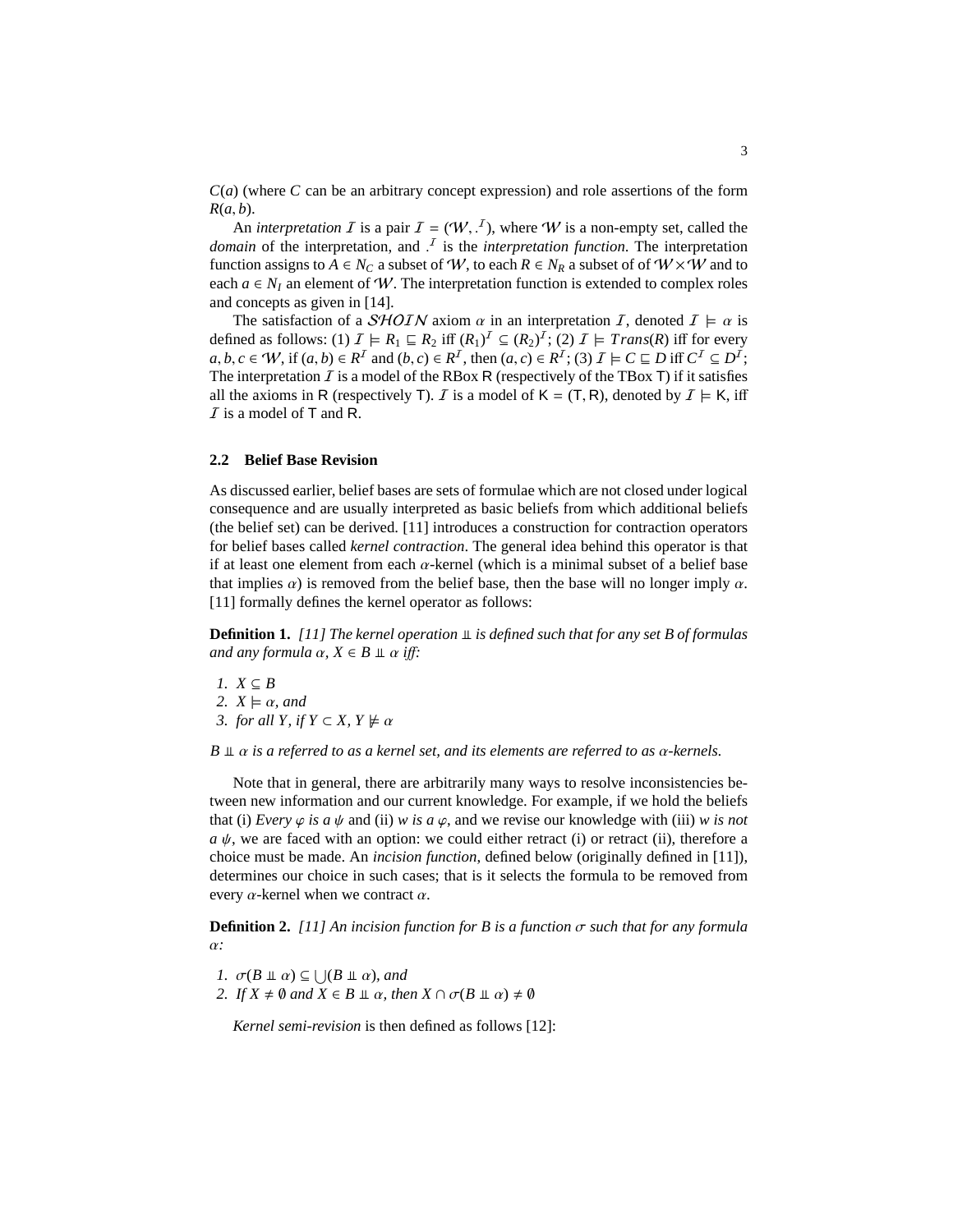$C(a)$ (where $C$ can be an arbitrary concept expression) and role assertions of the form $R(a, b)$.

An *interpretation* $\mathcal{I}$ is a pair $\mathcal{I} = (\mathcal{W}, .^{\mathcal{I}})$, where $\mathcal{W}$ is a non-empty set, called the *domain* of the interpretation, and $.^{\mathcal{I}}$ is the *interpretation function*. The interpretation function assigns to $A \in N_C$ a subset of $\mathcal{W}$, to each $R \in N_R$ a subset of of $\mathcal{W} \times \mathcal{W}$ and to each $a \in N_I$ an element of $\mathcal{W}$. The interpretation function is extended to complex roles and concepts as given in [14].

The satisfaction of a $\mathcal{SHOIN}$ axiom $\alpha$ in an interpretation $\mathcal{I}$, denoted $\mathcal{I} \models \alpha$ is defined as follows: (1) $\mathcal{I} \models R_1 \sqsubseteq R_2$ iff $(R_1)^{\mathcal{I}} \subseteq (R_2)^{\mathcal{I}}$; (2) $\mathcal{I} \models Trans(R)$ iff for every $a, b, c \in \mathcal{W}$, if $(a, b) \in R^{\mathcal{I}}$ and $(b, c) \in R^{\mathcal{I}}$, then $(a, c) \in R^{\mathcal{I}}$; (3) $\mathcal{I} \models C \sqsubseteq D$ iff $C^{\mathcal{I}} \subseteq D^{\mathcal{I}}$; The interpretation $\mathcal{I}$ is a model of the RBox $\mathsf{R}$ (respectively of the TBox $\mathsf{T}$) if it satisfies all the axioms in $\mathsf{R}$ (respectively $\mathsf{T}$). $\mathcal{I}$ is a model of $\mathsf{K} = (\mathsf{T}, \mathsf{R})$, denoted by $\mathcal{I} \models \mathsf{K}$, iff $\mathcal{I}$ is a model of $\mathsf{T}$ and $\mathsf{R}$.

### 2.2 Belief Base Revision

As discussed earlier, belief bases are sets of formulae which are not closed under logical consequence and are usually interpreted as basic beliefs from which additional beliefs (the belief set) can be derived. [11] introduces a construction for contraction operators for belief bases called *kernel contraction*. The general idea behind this operator is that if at least one element from each $\alpha$-kernel (which is a minimal subset of a belief base that implies $\alpha$) is removed from the belief base, then the base will no longer imply $\alpha$. [11] formally defines the kernel operator as follows:

**Definition 1.** *[11] The kernel operation $\perp\!\!\!\perp$ is defined such that for any set B of formulas and any formula $\alpha$, $X \in B \perp\!\!\!\perp \alpha$ iff:*

1. *$X \subseteq B$*
2. *$X \models \alpha$, and*
3. *for all $Y$, if $Y \subset X$, $Y \not\models \alpha$*

*$B \perp\!\!\!\perp \alpha$ is a referred to as a kernel set, and its elements are referred to as $\alpha$-kernels.*

Note that in general, there are arbitrarily many ways to resolve inconsistencies between new information and our current knowledge. For example, if we hold the beliefs that (i) *Every $\varphi$ is a $\psi$* and (ii) *w is a $\varphi$*, and we revise our knowledge with (iii) *w is not a $\psi$*, we are faced with an option: we could either retract (i) or retract (ii), therefore a choice must be made. An *incision function*, defined below (originally defined in [11]), determines our choice in such cases; that is it selects the formula to be removed from every $\alpha$-kernel when we contract $\alpha$.

**Definition 2.** *[11] An incision function for B is a function $\sigma$ such that for any formula $\alpha$:*

1. *$\sigma(B \perp\!\!\!\perp \alpha) \subseteq \bigcup(B \perp\!\!\!\perp \alpha)$, and*
2. *If $X \neq \emptyset$ and $X \in B \perp\!\!\!\perp \alpha$, then $X \cap \sigma(B \perp\!\!\!\perp \alpha) \neq \emptyset$*

*Kernel semi-revision* is then defined as follows [12]: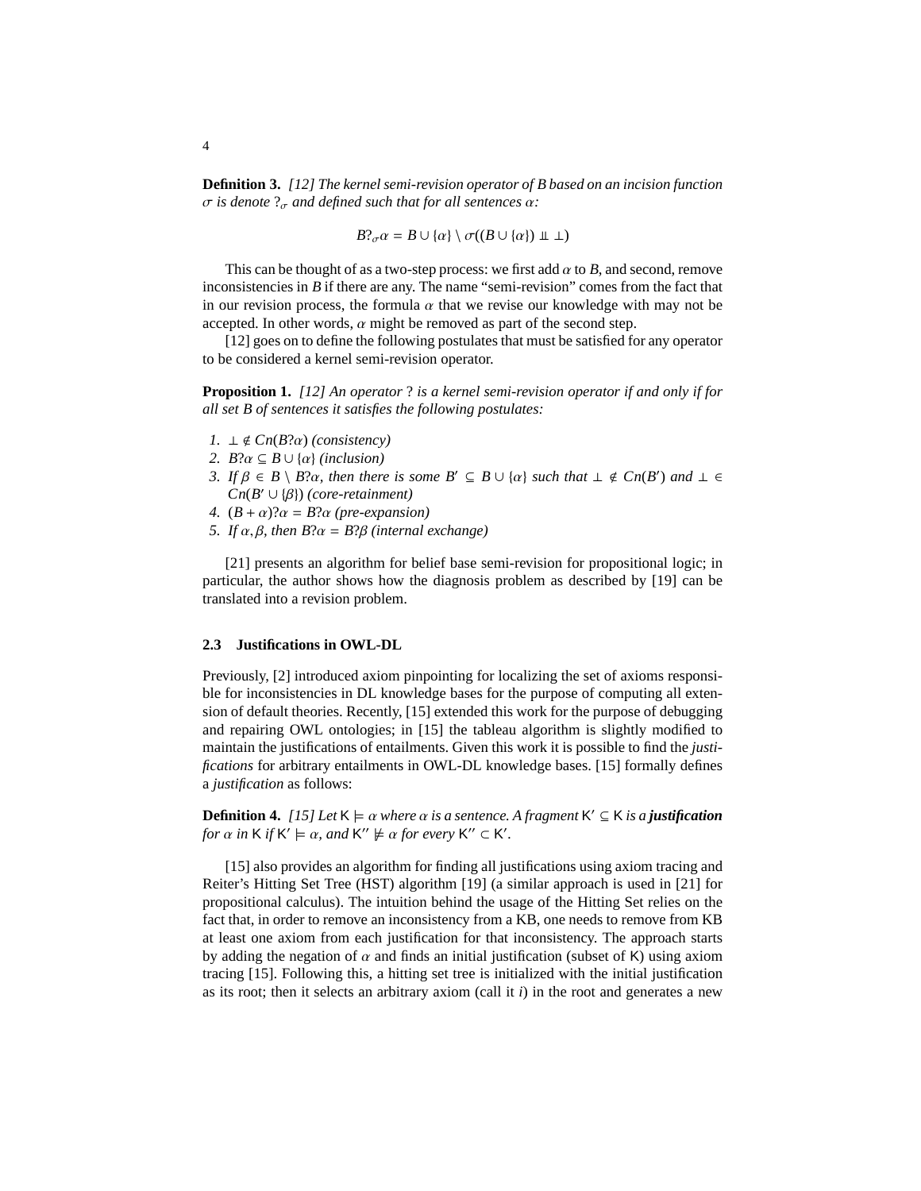**Definition 3.** *[12] The kernel semi-revision operator of B based on an incision function $\sigma$ is denote $?_\sigma$ and defined such that for all sentences $\alpha$:*

$$B?_\sigma\alpha = B \cup \{\alpha\} \setminus \sigma((B \cup \{\alpha\}) \perp\!\!\!\perp \bot)$$

This can be thought of as a two-step process: we first add $\alpha$ to $B$, and second, remove inconsistencies in $B$ if there are any. The name "semi-revision" comes from the fact that in our revision process, the formula $\alpha$ that we revise our knowledge with may not be accepted. In other words, $\alpha$ might be removed as part of the second step.

[12] goes on to define the following postulates that must be satisfied for any operator to be considered a kernel semi-revision operator.

**Proposition 1.** *[12] An operator ? is a kernel semi-revision operator if and only if for all set B of sentences it satisfies the following postulates:*

1. $\bot \notin Cn(B?\alpha)$ *(consistency)*
2. $B?\alpha \subseteq B \cup \{\alpha\}$ *(inclusion)*
3. *If* $\beta \in B \setminus B?\alpha$, *then there is some* $B' \subseteq B \cup \{\alpha\}$ *such that* $\bot \notin Cn(B')$ *and* $\bot \in Cn(B' \cup \{\beta\})$ *(core-retainment)*
4. $(B + \alpha)?\alpha = B?\alpha$ *(pre-expansion)*
5. *If* $\alpha, \beta$, *then* $B?\alpha = B?\beta$ *(internal exchange)*

[21] presents an algorithm for belief base semi-revision for propositional logic; in particular, the author shows how the diagnosis problem as described by [19] can be translated into a revision problem.

### 2.3 Justifications in OWL-DL

Previously, [2] introduced axiom pinpointing for localizing the set of axioms responsible for inconsistencies in DL knowledge bases for the purpose of computing all extension of default theories. Recently, [15] extended this work for the purpose of debugging and repairing OWL ontologies; in [15] the tableau algorithm is slightly modified to maintain the justifications of entailments. Given this work it is possible to find the *justifications* for arbitrary entailments in OWL-DL knowledge bases. [15] formally defines a *justification* as follows:

**Definition 4.** *[15] Let $\mathsf{K} \models \alpha$ where $\alpha$ is a sentence. A fragment $\mathsf{K}' \subseteq \mathsf{K}$ is a* ***justification*** *for $\alpha$ in $\mathsf{K}$ if $\mathsf{K}' \models \alpha$, and $\mathsf{K}'' \not\models \alpha$ for every $\mathsf{K}'' \subset \mathsf{K}'$.*

[15] also provides an algorithm for finding all justifications using axiom tracing and Reiter's Hitting Set Tree (HST) algorithm [19] (a similar approach is used in [21] for propositional calculus). The intuition behind the usage of the Hitting Set relies on the fact that, in order to remove an inconsistency from a KB, one needs to remove from KB at least one axiom from each justification for that inconsistency. The approach starts by adding the negation of $\alpha$ and finds an initial justification (subset of K) using axiom tracing [15]. Following this, a hitting set tree is initialized with the initial justification as its root; then it selects an arbitrary axiom (call it $i$) in the root and generates a new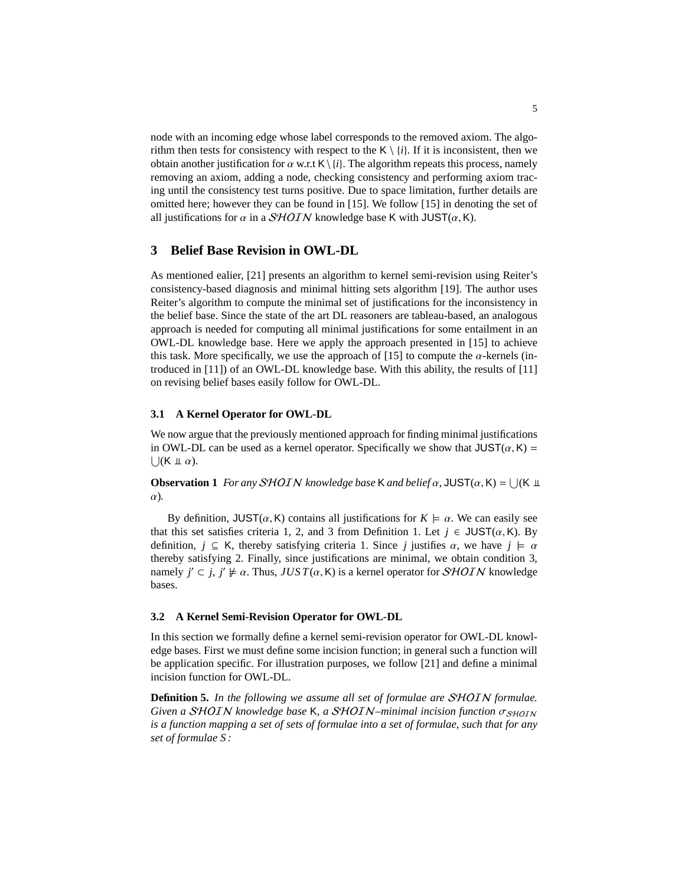node with an incoming edge whose label corresponds to the removed axiom. The algorithm then tests for consistency with respect to the $\mathsf{K} \setminus \{i\}$. If it is inconsistent, then we obtain another justification for $\alpha$ w.r.t $\mathsf{K} \setminus \{i\}$. The algorithm repeats this process, namely removing an axiom, adding a node, checking consistency and performing axiom tracing until the consistency test turns positive. Due to space limitation, further details are omitted here; however they can be found in [15]. We follow [15] in denoting the set of all justifications for $\alpha$ in a $\mathcal{SHOIN}$ knowledge base $\mathsf{K}$ with $\mathsf{JUST}(\alpha, \mathsf{K})$.

## 3 Belief Base Revision in OWL-DL

As mentioned ealier, [21] presents an algorithm to kernel semi-revision using Reiter's consistency-based diagnosis and minimal hitting sets algorithm [19]. The author uses Reiter's algorithm to compute the minimal set of justifications for the inconsistency in the belief base. Since the state of the art DL reasoners are tableau-based, an analogous approach is needed for computing all minimal justifications for some entailment in an OWL-DL knowledge base. Here we apply the approach presented in [15] to achieve this task. More specifically, we use the approach of [15] to compute the $\alpha$-kernels (introduced in [11]) of an OWL-DL knowledge base. With this ability, the results of [11] on revising belief bases easily follow for OWL-DL.

### 3.1 A Kernel Operator for OWL-DL

We now argue that the previously mentioned approach for finding minimal justifications in OWL-DL can be used as a kernel operator. Specifically we show that $\mathsf{JUST}(\alpha, \mathsf{K}) = \bigcup(\mathsf{K} \perp\!\!\!\perp \alpha)$.

**Observation 1** *For any $\mathcal{SHOIN}$ knowledge base $\mathsf{K}$ and belief $\alpha$, $\mathsf{JUST}(\alpha, \mathsf{K}) = \bigcup(\mathsf{K} \perp\!\!\!\perp \alpha)$.*

By definition, $\mathsf{JUST}(\alpha, \mathsf{K})$ contains all justifications for $K \models \alpha$. We can easily see that this set satisfies criteria 1, 2, and 3 from Definition 1. Let $j \in \mathsf{JUST}(\alpha, \mathsf{K})$. By definition, $j \subseteq \mathsf{K}$, thereby satisfying criteria 1. Since $j$ justifies $\alpha$, we have $j \models \alpha$ thereby satisfying 2. Finally, since justifications are minimal, we obtain condition 3, namely $j' \subset j$, $j' \not\models \alpha$. Thus, $JUST(\alpha, \mathsf{K})$ is a kernel operator for $\mathcal{SHOIN}$ knowledge bases.

### 3.2 A Kernel Semi-Revision Operator for OWL-DL

In this section we formally define a kernel semi-revision operator for OWL-DL knowledge bases. First we must define some incision function; in general such a function will be application specific. For illustration purposes, we follow [21] and define a minimal incision function for OWL-DL.

**Definition 5.** *In the following we assume all set of formulae are $\mathcal{SHOIN}$ formulae. Given a $\mathcal{SHOIN}$ knowledge base $\mathsf{K}$, a $\mathcal{SHOIN}$–minimal incision function $\sigma_{\mathcal{SHOIN}}$ is a function mapping a set of sets of formulae into a set of formulae, such that for any set of formulae $S$:*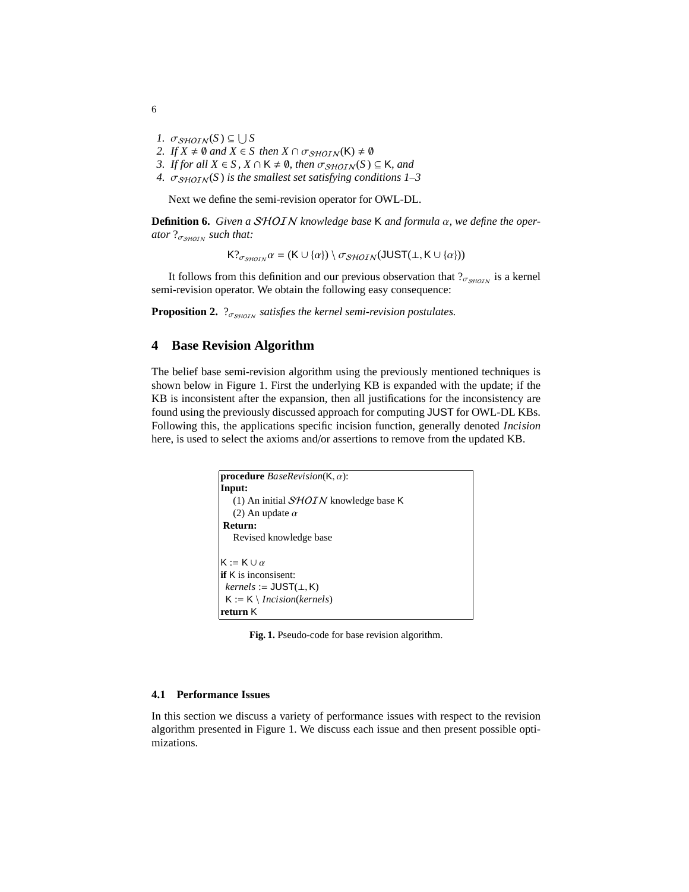1. $\sigma_{\mathcal{SHOIN}}(S) \subseteq \bigcup S$
2. *If* $X \neq \emptyset$ *and* $X \in S$ *then* $X \cap \sigma_{\mathcal{SHOIN}}(\mathsf{K}) \neq \emptyset$
3. *If for all* $X \in S$, $X \cap \mathsf{K} \neq \emptyset$, *then* $\sigma_{\mathcal{SHOIN}}(S) \subseteq \mathsf{K}$, *and*
4. $\sigma_{\mathcal{SHOIN}}(S)$ *is the smallest set satisfying conditions 1–3*

Next we define the semi-revision operator for OWL-DL.

**Definition 6.** *Given a* $\mathcal{SHOIN}$ *knowledge base* $\mathsf{K}$ *and formula* $\alpha$, *we define the operator* $?_{\sigma_{\mathcal{SHOIN}}}$ *such that:*

$$\mathsf{K}?_{\sigma_{\mathcal{SHOIN}}}\alpha = (\mathsf{K} \cup \{\alpha\}) \setminus \sigma_{\mathcal{SHOIN}}(\mathsf{JUST}(\bot, \mathsf{K} \cup \{\alpha\}))$$

It follows from this definition and our previous observation that $?_{\sigma_{\mathcal{SHOIN}}}$ is a kernel semi-revision operator. We obtain the following easy consequence:

**Proposition 2.** $?_{\sigma_{\mathcal{SHOIN}}}$ *satisfies the kernel semi-revision postulates.*

## 4 Base Revision Algorithm

The belief base semi-revision algorithm using the previously mentioned techniques is shown below in Figure 1. First the underlying KB is expanded with the update; if the KB is inconsistent after the expansion, then all justifications for the inconsistency are found using the previously discussed approach for computing JUST for OWL-DL KBs. Following this, the applications specific incision function, generally denoted *Incision* here, is used to select the axioms and/or assertions to remove from the updated KB.

```
procedure BaseRevision(K, α):
Input:
   (1) An initial SHOIN knowledge base K
   (2) An update α
Return:
   Revised knowledge base

K := K ∪ α
if K is inconsisent:
  kernels := JUST(⊥, K)
  K := K \ Incision(kernels)
return K
```

**Fig. 1.** Pseudo-code for base revision algorithm.

### 4.1 Performance Issues

In this section we discuss a variety of performance issues with respect to the revision algorithm presented in Figure 1. We discuss each issue and then present possible optimizations.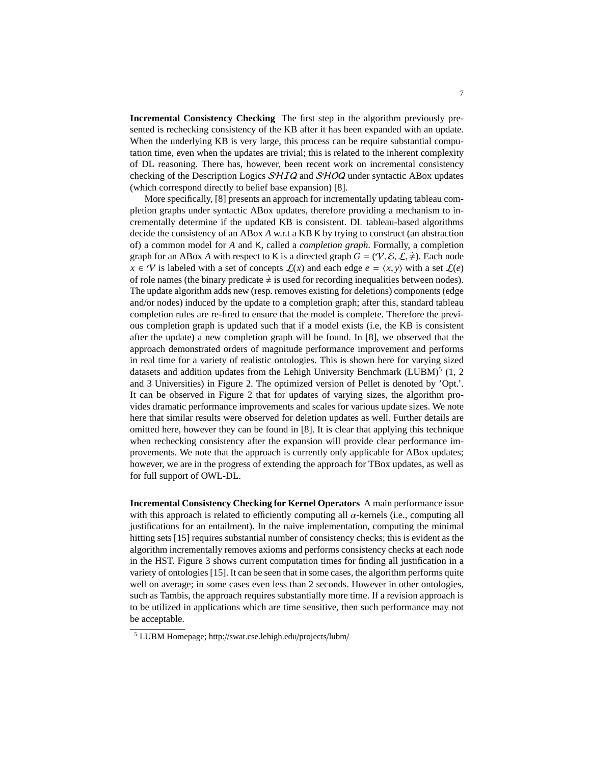**Incremental Consistency Checking** The first step in the algorithm previously presented is rechecking consistency of the KB after it has been expanded with an update. When the underlying KB is very large, this process can be require substantial computation time, even when the updates are trivial; this is related to the inherent complexity of DL reasoning. There has, however, been recent work on incremental consistency checking of the Description Logics $\mathcal{SHIQ}$ and $\mathcal{SHOQ}$ under syntactic ABox updates (which correspond directly to belief base expansion) [8].

More specifically, [8] presents an approach for incrementally updating tableau completion graphs under syntactic ABox updates, therefore providing a mechanism to incrementally determine if the updated KB is consistent. DL tableau-based algorithms decide the consistency of an ABox $A$ w.r.t a KB $\mathsf{K}$ by trying to construct (an abstraction of) a common model for $A$ and $\mathsf{K}$, called a *completion graph*. Formally, a completion graph for an ABox $A$ with respect to $\mathsf{K}$ is a directed graph $G = (\mathcal{V}, \mathcal{E}, \mathcal{L}, \dot{\neq})$. Each node $x \in \mathcal{V}$ is labeled with a set of concepts $\mathcal{L}(x)$ and each edge $e = \langle x, y \rangle$ with a set $\mathcal{L}(e)$ of role names (the binary predicate $\dot{\neq}$ is used for recording inequalities between nodes). The update algorithm adds new (resp. removes existing for deletions) components (edge and/or nodes) induced by the update to a completion graph; after this, standard tableau completion rules are re-fired to ensure that the model is complete. Therefore the previous completion graph is updated such that if a model exists (i.e, the KB is consistent after the update) a new completion graph will be found. In [8], we observed that the approach demonstrated orders of magnitude performance improvement and performs in real time for a variety of realistic ontologies. This is shown here for varying sized datasets and addition updates from the Lehigh University Benchmark (LUBM)[5] (1, 2 and 3 Universities) in Figure 2. The optimized version of Pellet is denoted by 'Opt.'. It can be observed in Figure 2 that for updates of varying sizes, the algorithm provides dramatic performance improvements and scales for various update sizes. We note here that similar results were observed for deletion updates as well. Further details are omitted here, however they can be found in [8]. It is clear that applying this technique when rechecking consistency after the expansion will provide clear performance improvements. We note that the approach is currently only applicable for ABox updates; however, we are in the progress of extending the approach for TBox updates, as well as for full support of OWL-DL.

**Incremental Consistency Checking for Kernel Operators** A main performance issue with this approach is related to efficiently computing all $\alpha$-kernels (i.e., computing all justifications for an entailment). In the naive implementation, computing the minimal hitting sets [15] requires substantial number of consistency checks; this is evident as the algorithm incrementally removes axioms and performs consistency checks at each node in the HST. Figure 3 shows current computation times for finding all justification in a variety of ontologies [15]. It can be seen that in some cases, the algorithm performs quite well on average; in some cases even less than 2 seconds. However in other ontologies, such as Tambis, the approach requires substantially more time. If a revision approach is to be utilized in applications which are time sensitive, then such performance may not be acceptable.

[5] LUBM Homepage; http://swat.cse.lehigh.edu/projects/lubm/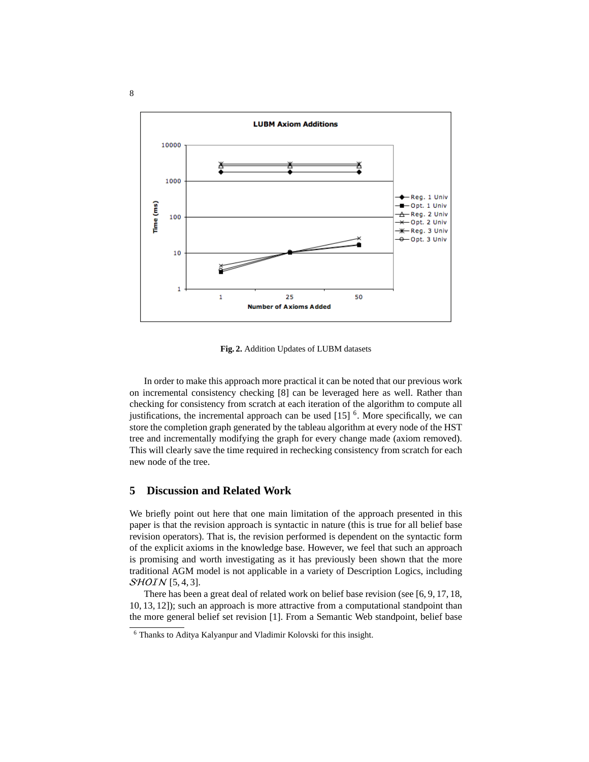Fig. 2. Addition Updates of LUBM datasets

In order to make this approach more practical it can be noted that our previous work on incremental consistency checking [8] can be leveraged here as well. Rather than checking for consistency from scratch at each iteration of the algorithm to compute all justifications, the incremental approach can be used [15] [6]. More specifically, we can store the completion graph generated by the tableau algorithm at every node of the HST tree and incrementally modifying the graph for every change made (axiom removed). This will clearly save the time required in rechecking consistency from scratch for each new node of the tree.

## 5 Discussion and Related Work

We briefly point out here that one main limitation of the approach presented in this paper is that the revision approach is syntactic in nature (this is true for all belief base revision operators). That is, the revision performed is dependent on the syntactic form of the explicit axioms in the knowledge base. However, we feel that such an approach is promising and worth investigating as it has previously been shown that the more traditional AGM model is not applicable in a variety of Description Logics, including $\mathcal{SHOIN}$ [5, 4, 3].

There has been a great deal of related work on belief base revision (see [6, 9, 17, 18, 10, 13, 12]); such an approach is more attractive from a computational standpoint than the more general belief set revision [1]. From a Semantic Web standpoint, belief base

[6] Thanks to Aditya Kalyanpur and Vladimir Kolovski for this insight.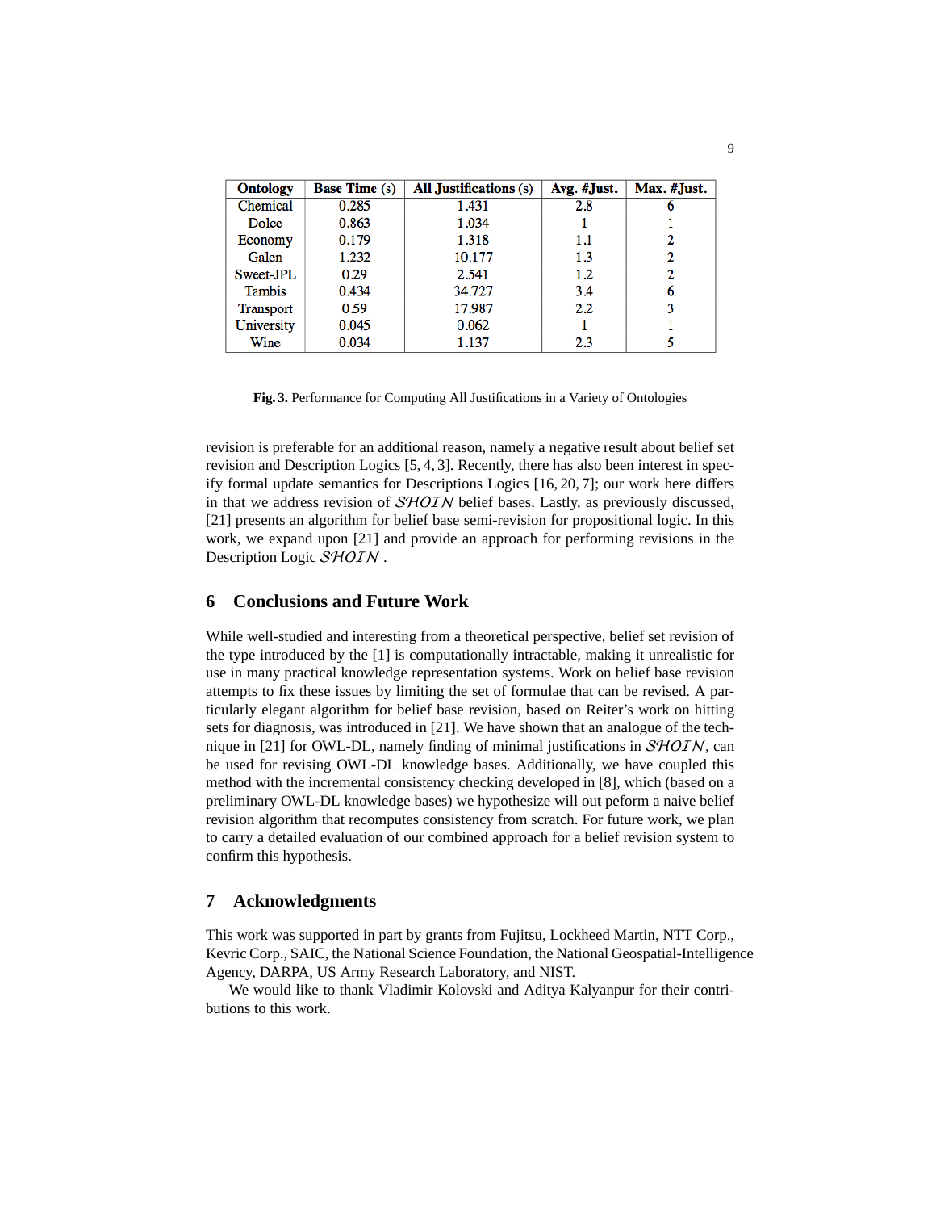| Ontology | Base Time (s) | All Justifications (s) | Avg. #Just. | Max. #Just. |
| --- | --- | --- | --- | --- |
| Chemical | 0.285 | 1.431 | 2.8 | 6 |
| Dolce | 0.863 | 1.034 | 1 | 1 |
| Economy | 0.179 | 1.318 | 1.1 | 2 |
| Galen | 1.232 | 10.177 | 1.3 | 2 |
| Sweet-JPL | 0.29 | 2.541 | 1.2 | 2 |
| Tambis | 0.434 | 34.727 | 3.4 | 6 |
| Transport | 0.59 | 17.987 | 2.2 | 3 |
| University | 0.045 | 0.062 | 1 | 1 |
| Wine | 0.034 | 1.137 | 2.3 | 5 |

**Fig. 3.** Performance for Computing All Justifications in a Variety of Ontologies

revision is preferable for an additional reason, namely a negative result about belief set revision and Description Logics [5, 4, 3]. Recently, there has also been interest in specify formal update semantics for Descriptions Logics [16, 20, 7]; our work here differs in that we address revision of $\mathcal{SHOIN}$ belief bases. Lastly, as previously discussed, [21] presents an algorithm for belief base semi-revision for propositional logic. In this work, we expand upon [21] and provide an approach for performing revisions in the Description Logic $\mathcal{SHOIN}$ .

## 6 Conclusions and Future Work

While well-studied and interesting from a theoretical perspective, belief set revision of the type introduced by the [1] is computationally intractable, making it unrealistic for use in many practical knowledge representation systems. Work on belief base revision attempts to fix these issues by limiting the set of formulae that can be revised. A particularly elegant algorithm for belief base revision, based on Reiter's work on hitting sets for diagnosis, was introduced in [21]. We have shown that an analogue of the technique in [21] for OWL-DL, namely finding of minimal justifications in $\mathcal{SHOIN}$, can be used for revising OWL-DL knowledge bases. Additionally, we have coupled this method with the incremental consistency checking developed in [8], which (based on a preliminary OWL-DL knowledge bases) we hypothesize will out peform a naive belief revision algorithm that recomputes consistency from scratch. For future work, we plan to carry a detailed evaluation of our combined approach for a belief revision system to confirm this hypothesis.

## 7 Acknowledgments

This work was supported in part by grants from Fujitsu, Lockheed Martin, NTT Corp., Kevric Corp., SAIC, the National Science Foundation, the National Geospatial-Intelligence Agency, DARPA, US Army Research Laboratory, and NIST.

We would like to thank Vladimir Kolovski and Aditya Kalyanpur for their contributions to this work.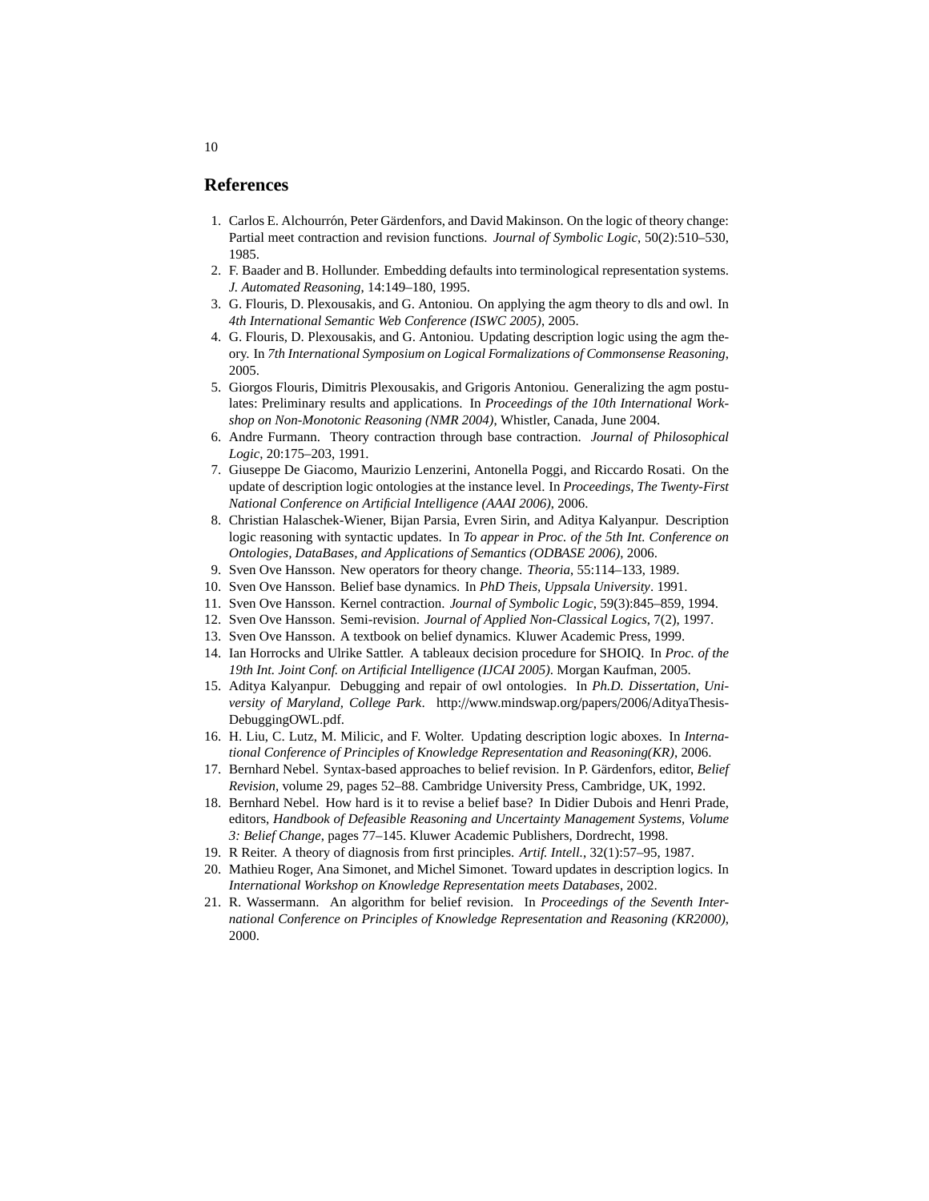## References

1. Carlos E. Alchourrón, Peter Gärdenfors, and David Makinson. On the logic of theory change: Partial meet contraction and revision functions. *Journal of Symbolic Logic*, 50(2):510–530, 1985.
2. F. Baader and B. Hollunder. Embedding defaults into terminological representation systems. *J. Automated Reasoning*, 14:149–180, 1995.
3. G. Flouris, D. Plexousakis, and G. Antoniou. On applying the agm theory to dls and owl. In *4th International Semantic Web Conference (ISWC 2005)*, 2005.
4. G. Flouris, D. Plexousakis, and G. Antoniou. Updating description logic using the agm theory. In *7th International Symposium on Logical Formalizations of Commonsense Reasoning*, 2005.
5. Giorgos Flouris, Dimitris Plexousakis, and Grigoris Antoniou. Generalizing the agm postulates: Preliminary results and applications. In *Proceedings of the 10th International Workshop on Non-Monotonic Reasoning (NMR 2004)*, Whistler, Canada, June 2004.
6. Andre Furmann. Theory contraction through base contraction. *Journal of Philosophical Logic*, 20:175–203, 1991.
7. Giuseppe De Giacomo, Maurizio Lenzerini, Antonella Poggi, and Riccardo Rosati. On the update of description logic ontologies at the instance level. In *Proceedings, The Twenty-First National Conference on Artificial Intelligence (AAAI 2006)*, 2006.
8. Christian Halaschek-Wiener, Bijan Parsia, Evren Sirin, and Aditya Kalyanpur. Description logic reasoning with syntactic updates. In *To appear in Proc. of the 5th Int. Conference on Ontologies, DataBases, and Applications of Semantics (ODBASE 2006)*, 2006.
9. Sven Ove Hansson. New operators for theory change. *Theoria*, 55:114–133, 1989.
10. Sven Ove Hansson. Belief base dynamics. In *PhD Theis, Uppsala University*. 1991.
11. Sven Ove Hansson. Kernel contraction. *Journal of Symbolic Logic*, 59(3):845–859, 1994.
12. Sven Ove Hansson. Semi-revision. *Journal of Applied Non-Classical Logics*, 7(2), 1997.
13. Sven Ove Hansson. A textbook on belief dynamics. Kluwer Academic Press, 1999.
14. Ian Horrocks and Ulrike Sattler. A tableaux decision procedure for SHOIQ. In *Proc. of the 19th Int. Joint Conf. on Artificial Intelligence (IJCAI 2005)*. Morgan Kaufman, 2005.
15. Aditya Kalyanpur. Debugging and repair of owl ontologies. In *Ph.D. Dissertation, University of Maryland, College Park*. http://www.mindswap.org/papers/2006/AdityaThesis-DebuggingOWL.pdf.
16. H. Liu, C. Lutz, M. Milicic, and F. Wolter. Updating description logic aboxes. In *International Conference of Principles of Knowledge Representation and Reasoning(KR)*, 2006.
17. Bernhard Nebel. Syntax-based approaches to belief revision. In P. Gärdenfors, editor, *Belief Revision*, volume 29, pages 52–88. Cambridge University Press, Cambridge, UK, 1992.
18. Bernhard Nebel. How hard is it to revise a belief base? In Didier Dubois and Henri Prade, editors, *Handbook of Defeasible Reasoning and Uncertainty Management Systems, Volume 3: Belief Change*, pages 77–145. Kluwer Academic Publishers, Dordrecht, 1998.
19. R Reiter. A theory of diagnosis from first principles. *Artif. Intell.*, 32(1):57–95, 1987.
20. Mathieu Roger, Ana Simonet, and Michel Simonet. Toward updates in description logics. In *International Workshop on Knowledge Representation meets Databases*, 2002.
21. R. Wassermann. An algorithm for belief revision. In *Proceedings of the Seventh International Conference on Principles of Knowledge Representation and Reasoning (KR2000)*, 2000.